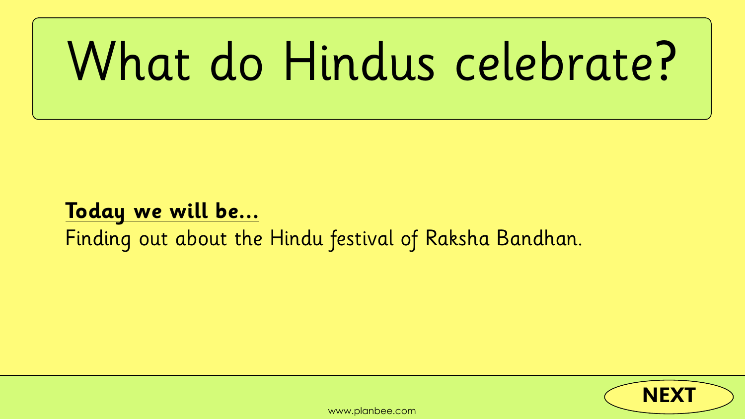# What do Hindus celebrate?

**Today we will be...**

Finding out about the Hindu festival of Raksha Bandhan.

NEXT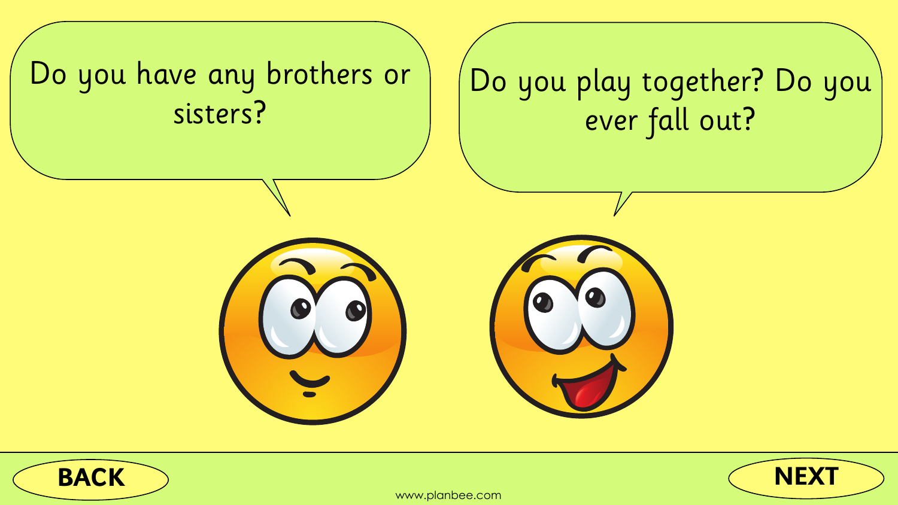Do you have any brothers or sisters?

Do you play together? Do you ever fall out?

BACK

NEXT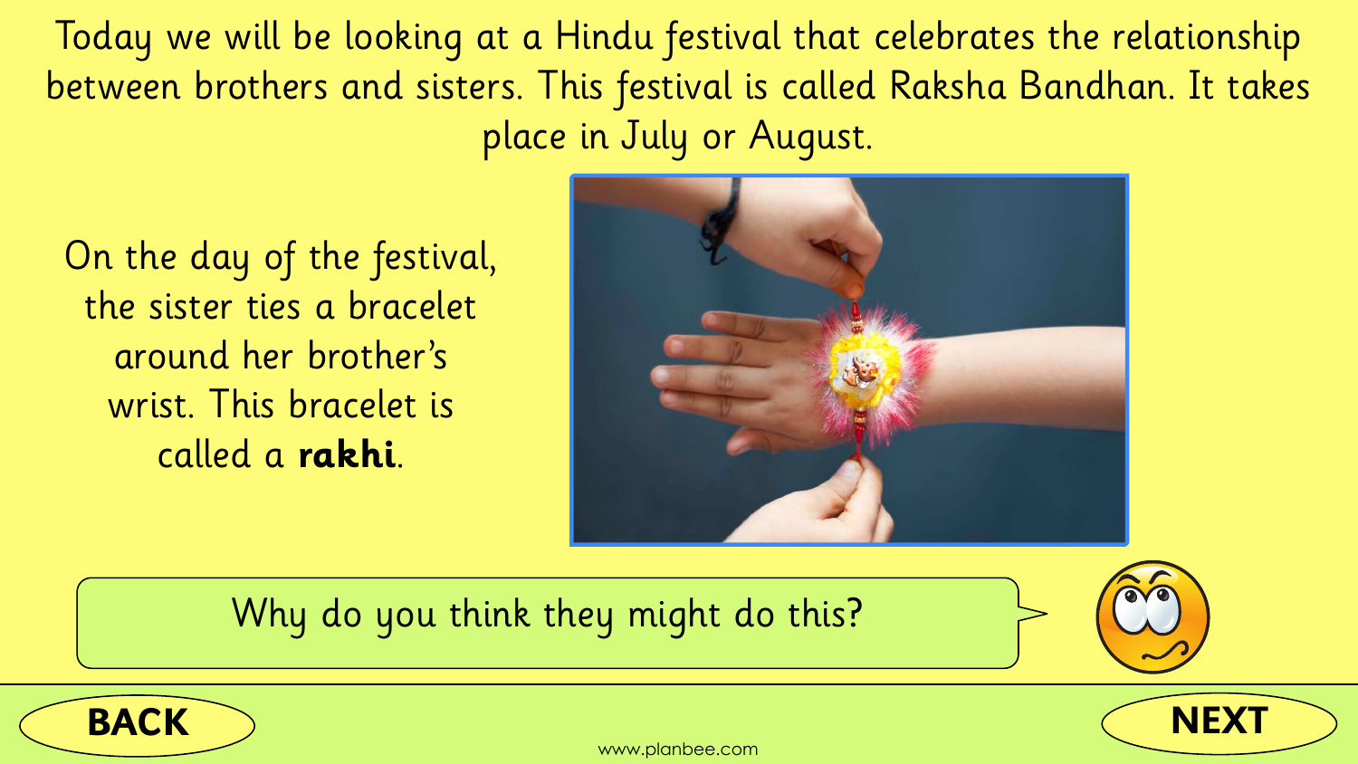Today we will be looking at a Hindu festival that celebrates the relationship between brothers and sisters. This festival is called Raksha Bandhan. It takes place in July or August.

On the day of the festival, the sister ties a bracelet around her brother's wrist. This bracelet is called a **rakhi**.

Why do you think they might do this?

BACK

NEXT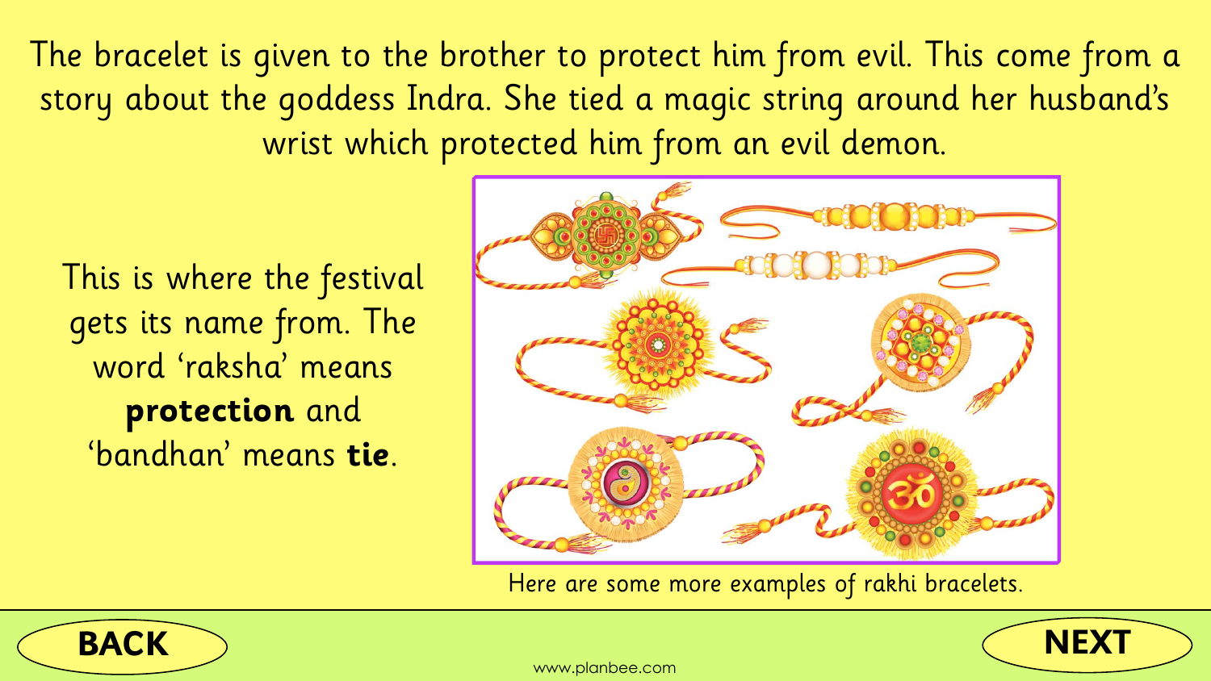The bracelet is given to the brother to protect him from evil. This come from a story about the goddess Indra. She tied a magic string around her husband's wrist which protected him from an evil demon.

This is where the festival gets its name from. The word 'raksha' means **protection** and 'bandhan' means **tie**.

Here are some more examples of rakhi bracelets.

**BACK**

**NEXT**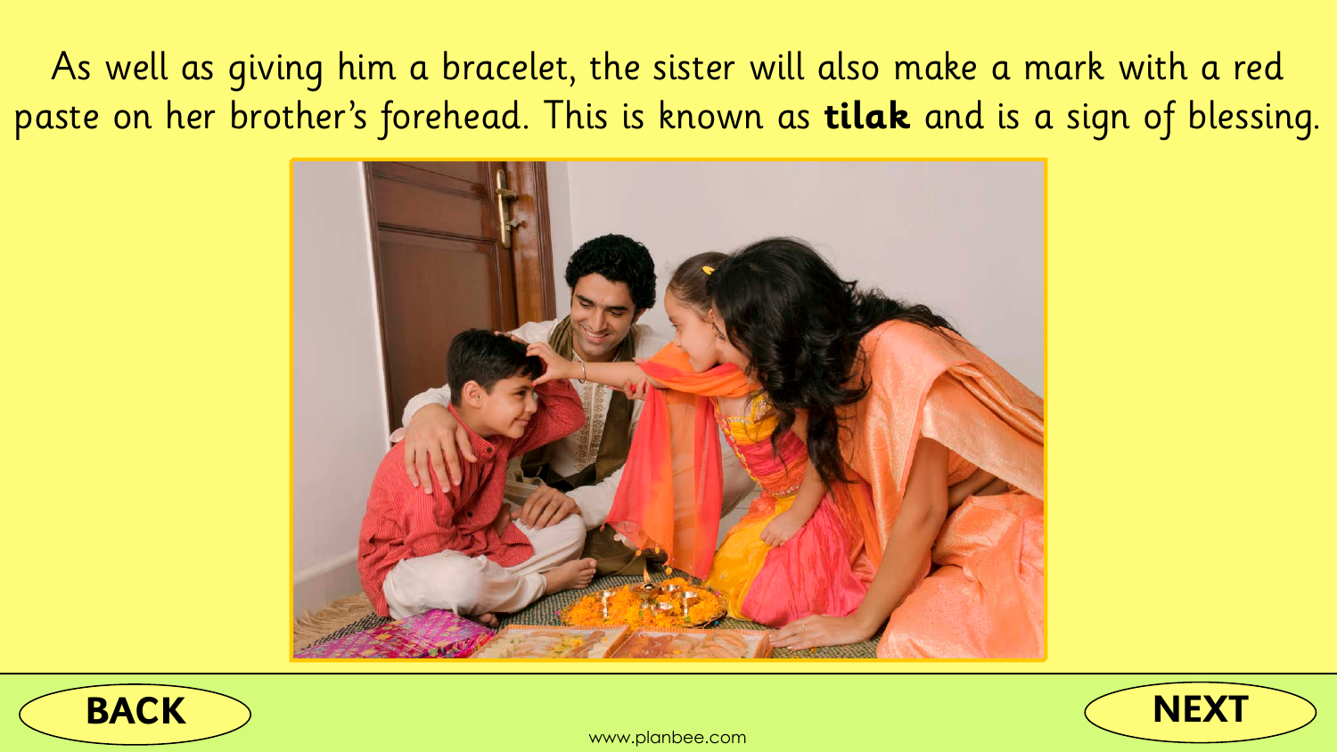As well as giving him a bracelet, the sister will also make a mark with a red paste on her brother's forehead. This is known as **tilak** and is a sign of blessing.

BACK

NEXT

www.planbee.com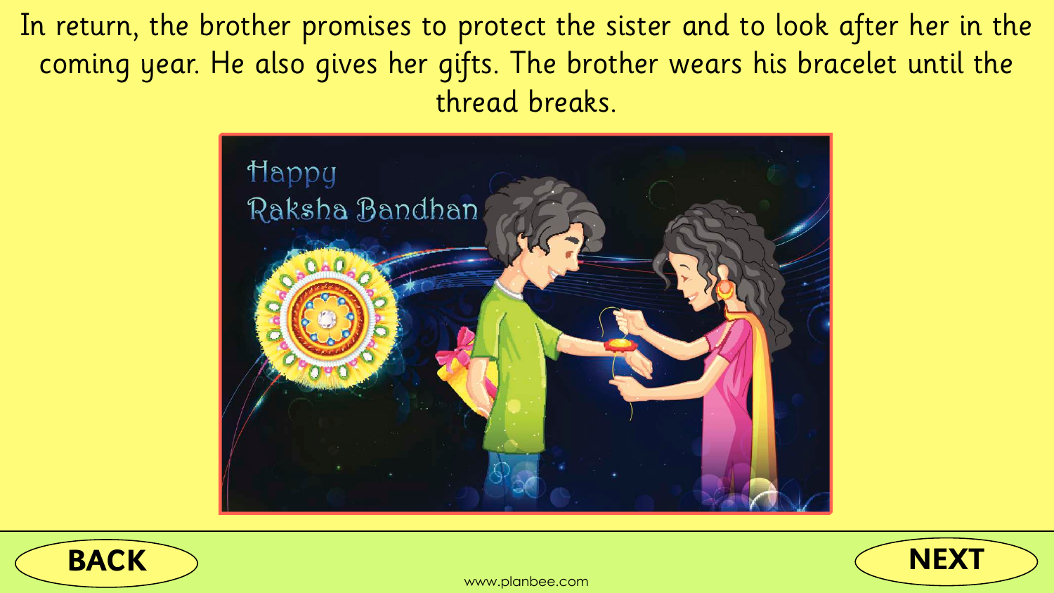In return, the brother promises to protect the sister and to look after her in the coming year. He also gives her gifts. The brother wears his bracelet until the thread breaks.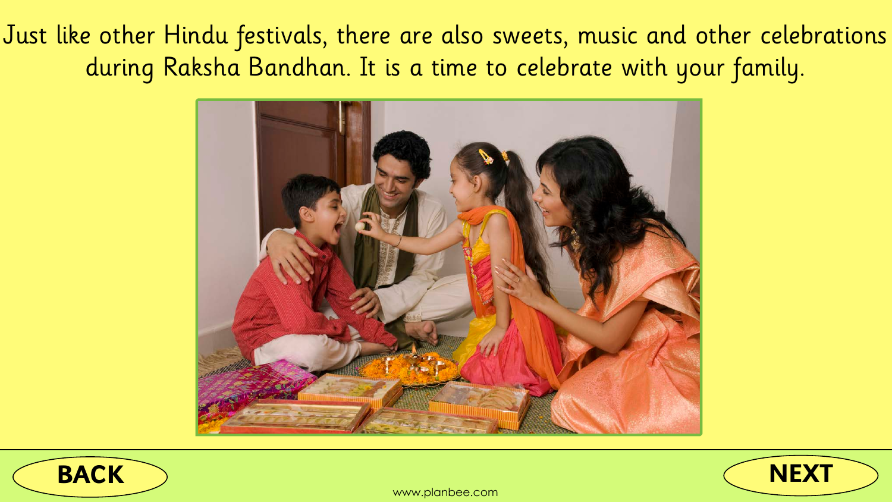Just like other Hindu festivals, there are also sweets, music and other celebrations during Raksha Bandhan. It is a time to celebrate with your family.

BACK

NEXT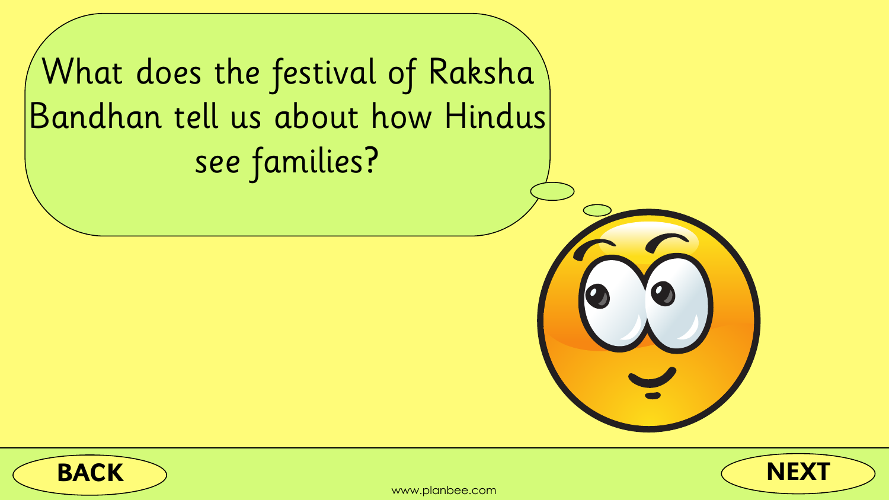What does the festival of Raksha Bandhan tell us about how Hindus see families?

BACK

NEXT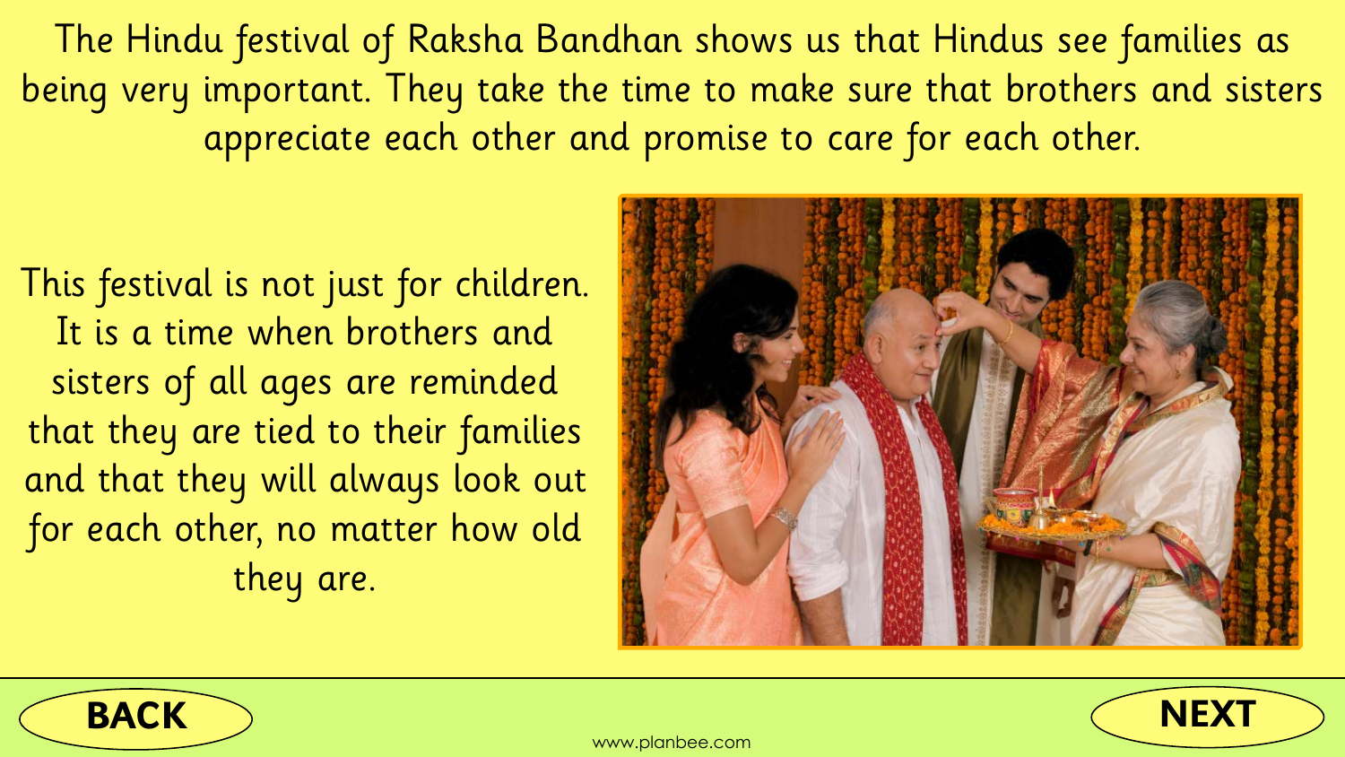The Hindu festival of Raksha Bandhan shows us that Hindus see families as being very important. They take the time to make sure that brothers and sisters appreciate each other and promise to care for each other.

This festival is not just for children. It is a time when brothers and sisters of all ages are reminded that they are tied to their families and that they will always look out for each other, no matter how old they are.

BACK

NEXT

www.planbee.com